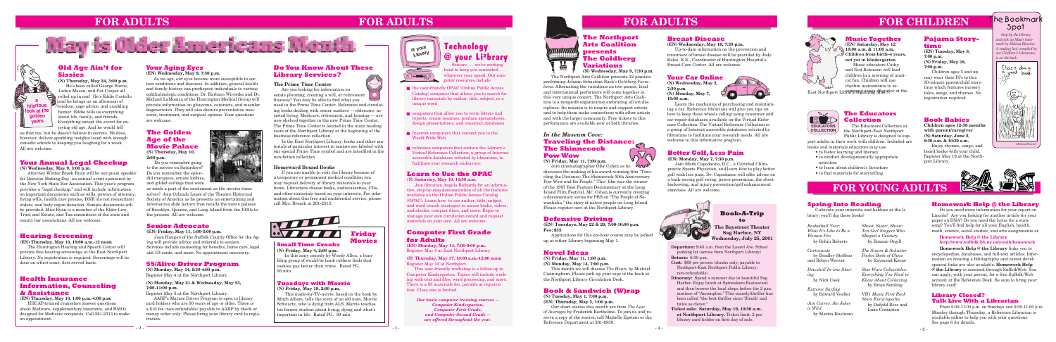# FOR ADULTS

# May is Older Americans Month

### Old Age Ain't for Sissies

**(N) Thursday, May 24, 3:00 p.m.**

He's been called George Burns, Jackie Mason, and Pat Cooper all rolled up in one! He's Eddie Costello and he brings us an afternoon of wisdom, sage advice, and crackling humor. Eddie tells us everything about life, family, and friends. Everything except the secret for enjoying old age. And he would tell us that too, but he doesn't believe in secrets. He does, however, deliver sparkling insights laced with enough comedic schtick to keeping you laughing for a week. All are welcome.

a hilarious look at the golden years

### Your Annual Legal Checkup

**(N) Wednesday, May 9, 3:00 p.m.**

Attorney Winter Brook Ryan will be our guest speaker for Decision Making Day, an annual event sponsored by the New York State Bar Association. This year's program provides a "legal checkup," and will include information on important documents such as wills, powers of attorney, living wills, health care proxies, DNR (do not resuscitate) orders, and body organ donation. Sample documents will be provided. Miss Ryan is a member of the Elder Law, Trust and Estate, and Tax committees of the state and county bar associations. All are welcome.

### Hearing Screening

**(EN) Thursday, May 10, 10:00 a.m.-12 noon**

The Huntington Hearing and Speech Center will provide free hearing screenings at the East Northport Library. No registration is required. Screenings will be done on a first come, first served basis.

### Health Insurance Information, Counseling & Assistance

**(EN) Thursday, May 10, 1:00 p.m.-4:00 p.m.**

HIICAP-trained counselors answer questions about Medicare, supplementary insurance, and HMOs designed for Medicare recipients. Call 261-2313 to make an appointment.

### Your Aging Eyes

**(EN) Wednesday, May 9, 7:30 p.m.**

As we age, our eyes become more susceptible to certain conditions and diseases. In addition, general health and family history can predispose individuals to various ophthalmologic conditions. Dr. Barbara Wirostko and Dr. Michael LaMonica of the Huntington Medical Group will provide information on glaucoma, cataracts, and macular degeneration. They will also discuss preventive measures, treatment, and surgical options. Your questions are welcome.

### The Golden Age of the Movie Palace

**(N) Thursday, May 10, 2:00 p.m.**

Do you remember going to the movies on Saturdays? Do you remember the splendid marquees, ornate lobbies, and gilded ceilings that were as much a part of the excitement as the movies themselves? Join Orlando Lopes of the Theatre Historical Society of America as he presents an entertaining and informative slide lecture that recalls the movie palaces of Brooklyn, Queens, and Long Island from the 1930s to the present. All are welcome.

### Senior Advocate

**(EN) Friday, May 11, 1:00-3:00 p.m.**

Joan Haugen of the Suffolk County Office for the Aging will provide advice and referrals to seniors. Services include counseling for benefits, home care, legal aid, ID cards, and more. No appointment necessary.

### 55/Alive Driver Program

**(N) Monday, May 14, 9:30-4:00 p.m.**
Register May 4 at the Northport Library.

**(N) Monday, May 21 & Wednesday, May 23, 7:00-11:00 p.m.**
Register May 5 at the Northport Library.

AARP's Mature Driver Program is open to library card holders who are 50 years of age or older. There is a $10 fee (non-refundable) payable to AARP by check or money order only. Please bring your library card to registration.

### Do You Know About These Library Services?

**The Prime Time Center**

Are you looking for information on estate planning, creating a will, or retirement finances? You may be able to find what you need in the Prime Time Center. Reference and circulating books dealing with senior matters — eldercare, assisted living, Medicare, retirement, and housing — are now shelved together in the new Prime Time Center. The Prime Time Center is located in the main reading room of the Northport Library at the beginning of the business reference collection.

In the East Northport Library, books and other materials of particular interest to seniors are labeled with our special Prime Time symbol and are interfiled in the non-fiction collection.

**Homebound Books**

If you are unable to visit the library because of a temporary or permanent medical condition you may request delivery of library materials to your home. Librarians choose books, audiocassettes, CDs, and other materials based on your interests. For information about this free and confidential service, please call Mrs. Brozek at 261-2313.

### Friday Movies

#### Small Time Crooks

**(N) Friday, May 4, 2:00 p.m.**

In this zany comedy by Woody Allen, a bumbling group of would-be bank robbers finds that cookies pay better than crime. Rated PG. 95 min.

#### Tuesdays with Morrie

**(N) Friday, May 18, 2:00 p.m.**

This made-for-TV-movie, based on the book by Mitch Albom, tells the story of an old man, Morrie Schwartz, who is dying from ALS. Morrie teaches his former student about living, dying and what's important in life. Rated PG. 89 min.

## Technology @ your Li*brary

Seniors . . . we're working hard to keep you connected . . . whatever your speed. Our computer resources include

- the user-friendly OPAC (Online Public Access Catalog) computer that allows you to search for library materials by author, title, subject, or a unique word
- computers that allow you to write letters and reports, create resumes, produce spreadsheets, design presentations, and construct databases
- Internet computers that connect you to the World Wide Web
- reference computers that contain the Library's Virtual Reference Collection, a group of Internet accessible databases selected by librarians to facilitate your research endeavors.

### Learn to Use the OPAC

**(N) Saturday, May 19, 10:00 a.m.**

Join librarian Angela Richards for an informative, step-by-step demonstration of all the features available on the Online Public Access Catalog (OPAC). Learn how to use author, title, subject and word search strategies to access books, videos, audiobooks, compact discs, and more. Begin to manage your own circulation record and request materials on your own. All are welcome.

### Computer First Grade for Adults

**(EN) Monday, May 14, 7:00-9:00 p.m.**
Register May 5 at East Northport Library.

**(N) Thursday, May 17, 10:00 a.m.-12:00 noon**
Register May 12 at Northport.

This user-friendly workshop is a follow-up to Computer Kindergarten. Topics will include working with text and files, word processing, and more. There is a $5 materials fee, payable at registration. Class size is limited.

*Our basic computer training courses — Computer Kindergarten, Computer First Grade, and Computer Second Grade — are offered throughout the year.*

# FOR ADULTS

### The Northport Arts Coalition presents The Goldberg Variations

**(N) Wednesday, May 9, 7:30 p.m.**

The Northport Arts Coalition presents 32 pianists performing Johann Sebastian Bach's *Goldberg Variations*. Alternating the variations on two pianos, local and international performers will come together in this very unique concert. The Northport Arts Coalition is a nonprofit organization embracing all art disciplines. Its mission is to inspire and support artists and to help them make connections with other artists and with the larger community. Free tickets to this performance are available at both libraries.

### *In the Museum Cove:* Traveling the Distance: The Shinnecock Pow Wow

**(N) Friday, May 11, 7:00 p.m.**

Join cinematographer Oler Cohen as he discusses the making of his award-winning film "Traveling the Distance: The Shinnecock 50th Anniversary Pow Wow and Its People." This film was the winner of the 1997 Best Feature Documentary at the Long Island Film Festival. Mr. Cohen is currently creating a documentary series for PBS on "The People of Suwanhaka," the story of native people on Long Island. Please register now at the Northport Library.

### Defensive Driving

**(EN) Tuesdays, May 22 & 29, 7:00-10:00 p.m. Fee: $35**

Applications for this six-hour course may be picked up at either Library beginning May 1.

### Novel Ideas

**(N) Friday, May 11, 1:00 p.m.**
**(N) Monday, May 14, 7:00 p.m.**

This month we will discuss *The Hours* by Michael Cunningham. Please pick up your copy of the book at the Northport Library Circulation Desk.

### Book & Sandwich (W)rap

**(N) Tuesday, May 1, 7:00 p.m.**
**(EN) Thursday, May 3, 1:00 p.m.**

Our short stories this month are from *The Law of Averages* by Frederick Barthelme. To join us and reserve a copy of the stories, call Michelle Epstein or the Reference Department at 261-6930.

### Breast Disease

**(EN) Wednesday, May 16, 7:30 p.m.**

Up-to-date information on the prevention and treatment of breast disease will be provided by Judy Koles, R.N., Coordinator of Huntington Hospital's Breast Care Center. All are welcome.

### Your Car Online

**(N) Wednesday, May 2, 7:30 p.m.**
**(N) Monday, May 7, 10:00 a.m.**

Learn the mechanics of purchasing and maintaining a car. Reference librarians will give you tips on how to keep those wheels rolling using consumer and car repair databases available on the Virtual Reference Collection. The Virtual Reference Collection is a group of Internet accessible databases selected by librarians to facilitate your research needs. All are welcome to this informative program.

### Better Golf, Less Pain

**(EN) Monday, May 7, 7:30 p.m.**

Join Mark Capodanno, D.C., a Certified Chiropractic Sports Physician, and learn how to play better golf with less pain. Dr. Capodanno will offer advice on a back-saving golf swing, power generation, the short backswing, and injury prevention/golf enhancement exercises. All are welcome.

### Book-A-Trip to The Baystreet Theater Sag Harbor, NY Wednesday, July 25, 2001

**Departure:** 9:45 a.m. from the Laurel Ave. School parking lot (across from Northport Library)
**Return:** 6:30 p.m.
**Cost:** $69 per person (checks only; payable to Northport-East Northport Public Library; non-refundable)
**Itinerary:** Spend a summer day in beautiful Sag Harbor. Enjoy lunch at Spinnakers Restaurant and then browse the local shops before the 2 p.m. matinee of "Accomplice." This comedy/thriller has been called "the best thriller since 'Sleuth' and twice as clever."
**Ticket sale: Saturday, May 19, 10:30 a.m. at Northport Library.** Ticket limit: 2 per library card holder on first day of sale.

# FOR CHILDREN

### Music Together

**(EN) Saturday, May 12 10:00 a.m. & 11:00 a.m.**
**Children from birth–4 years, not yet in Kindergarten**

Music educators Cathy and Ned Robinson will lead children in a morning of musical fun. Children will use rhythm instruments to accompany songs. Register at the East Northport Library.

### Pajama Storytime

**(EN) Tuesday, May 8, 7:00 p.m.**
**(N) Friday, May 18, 7:00 p.m.**

Children ages 3 and up may wear their PJs to this 30-minute parent/child storytime which features nursery tales, songs, and rhymes. No registration required.

### The Educators Collection

The Educators Collection at the Northport-East Northport Public Library is designed to support adults in their work with children. Included are books and materials educators may use

- to foster learning and literacy
- to conduct developmentally appropriate activities
- to learn about children's literature
- to find materials for storytelling.

### Book Babies

**Children ages 12-36 months with parent/caregiver**
**(N) Saturday, June 2, 9:30 a.m. & 10:30 a.m.**

Enjoy rhymes, songs, and board books with your child. Register May 19 at the Northport Library.

### The Bookmark Spot

*Stop by the Library and pick up May's bookmark by Melissa Biessler. A reading list, compiled by our Children's Librarians, is on the back.*

# FOR YOUNG ADULTS

### Spring Into Reading

Cultivate your interests and hobbies at the library; you'll dig these books!

*Basketball Year: What It's Like to Be a Woman Pro* by Robin Roberts

*Cartoonists* by Bradley Steffens and Robyn Weaver

*Downhill In-Line Skating* by Nick Cook

*Extreme Surfing* by Edward Voeller

*Jim Carrey: the Joker is Wild* by Martin Knelman

*Shout, Sister, Shout: Ten Girl Singers Who Shaped a Century* by Roxane Orgill

*The Simon & Schuster Pocket Book of Chess* by Raymond Keene

*Star Wars Collectibles: Everything You Need to Know About Collecting* by Brian Semling

*VH1 Music First Rock Stars Encyclopedia* by Dafydd Rees and Luke Crampton

### Homework Help @ the Library

Do you need more information for your report on Lincoln? Are you looking for another article for your paper on DNA? Do you need the lyrics for a state song? You'll find help for all your English, health, math, science, social studies, and arts assignments at

**Homework Help @ the Library**
**http://www.suffolk.lib.ny.us/youth/homework**

**Homework Help @ the Library** links you to encyclopedias, databases, and full-text articles. Information on creating a bibliography and career development links are also available. **Homework Help @ the Library** is accessed through SuffolkWeb. You can apply, with your parent, for a free Suffolk Web account at the Reference Desk. Be sure to bring your library card!

### Library Closed? Talk Live With a Librarian

From 5:00-11:00 p.m. on Sundays and 9:00-11:00 p.m. Monday through Thursday, a Reference Librarian is available online to help you with your questions. See page 6 for details.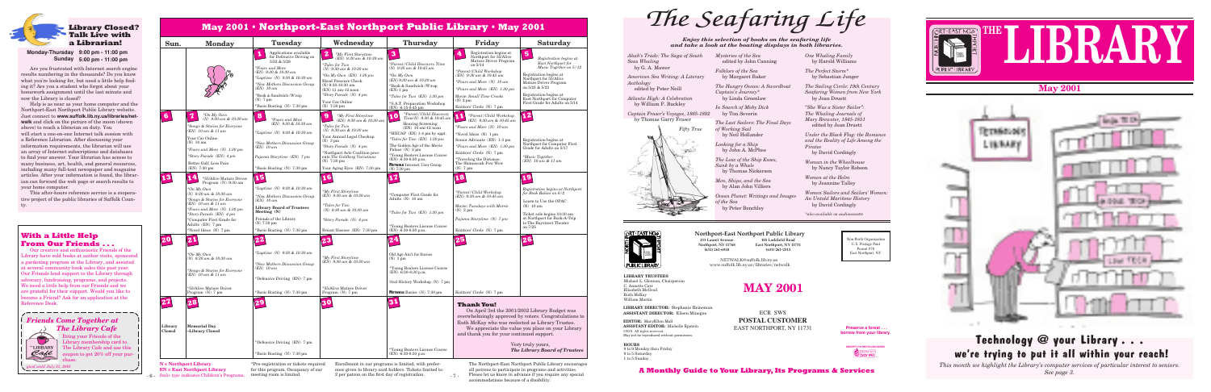## Library Closed? Talk Live with a Librarian!

**Monday-Thursday 9:00 pm - 11:00 pm**
**Sunday 5:00 pm - 11:00 pm**

Are you frustrated with Internet search engine results numbering in the thousands? Do you know what you're looking for, but need a little help finding it? Are you a student who forgot about your homework assignment until the last minute and now the Library is closed?

Help is as near as your home computer and the Northport-East Northport Public Library website. Just connect to **www.suffolk.lib.ny.us/libraries/netwalk** and click on the picture of the moon (shown above) to reach a librarian on duty. You will start a one-on-one Internet talk session with a Reference Librarian. After discussing your information requirements, the librarian will use an array of Internet subscriptions and databases to find your answer. Your librarian has access to many business, art, health, and general resources, including many full-text newspaper and magazine articles. After your information is found, the librarian can forward the web page or search results to your home computer.

This after-hours reference service is a cooperative project of the public libraries of Suffolk County.

## With a Little Help From Our Friends . . .

Our creative and enthusiastic Friends of the Library have sold books at author visits, sponsored a gardening program at the Library, and assisted at several community book sales this past year. Our Friends lend support to the Library through advocacy, fundraising, programs, and projects. We need a little help from our Friends and we are grateful for their support. Would you like to become a Friend? Ask for an application at the Reference Desk.

### Friends Come Together at The Library Cafe

Bring your Friends of the Library membership card to The Library Cafe and use this coupon to get 20% off your purchase.

*good until July 31, 2001*

## May 2001 • Northport-East Northport Public Library • May 2001

| Sun. | Monday | Tuesday | Wednesday | Thursday | Friday | Saturday |
|---|---|---|---|---|---|---|
| | | **1** Applications available for Defensive Driving on 5/22 & 5/29<br>*Fours and More (EN) 9:30 & 10:30 am*<br>*Laptime (N) 9:30 & 10:20 am*<br>*New Mothers Discussion Group (EN) 10 am*<br>*Book & Sandwich Wrap (N) 1 pm*<br>\*Basic Knitting (N) 7:30 pm | **2** *\*My First Storytime (EN) 9:30 am & 10:20 am*<br>*\*Tales for Two (N) 9:30 am & 10:20 am*<br>*\*On My Own (EN) 1:30 pm*<br>Blood Pressure Check (N) 9:30-10:30 am (EN) 11 am-12 noon<br>*\*Story Parade (N) 4 pm*<br>Your Car Online (N) 7:30 pm | **3** *\*Parent/Child Discovery Time (N) 9:30 am & 10:45 am*<br>*\*On My Own (EN) 9:30 am & 10:30 am*<br>\*Book & Sandwich Wrap (EN) 1 pm<br>*\*Tales for Two (EN) 1:30 pm*<br>\*S.A.T. Preparation Workshop (EN) 6:15-8:15 pm | **4** Registration begins at Northport for 55/Alive Mature Driver Program on 5/14<br>*\*Parent/Child Workshop (EN) 9:30 am & 10:45 am*<br>*\*Fours and More (N) 10 am*<br>*\*Fours and More (EN) 1:30 pm*<br>*Movie: Small Time Crooks (N) 2 pm*<br>Knitters' Circle (N) 7 pm | **5** *Registration begins at East Northport for Music Together on 5/12*<br>Registration begins at Northport for 55/Alive Mature Driver Program on 5/21 & 5/31<br>Registration begins at East Northport for Computer First Grade for Adults on 5/14 |
| **6** | **7** *\*On My Own (N) 9:30 am & 10:30 am*<br>*\*Songs & Stories for Everyone (EN) 10 am & 11 am*<br>Your Car Online (N) 10 am<br>*\*Fours and More (N) 1:30 pm*<br>*\*Story Parade (EN) 4 pm*<br>Better Golf, Less Pain (EN) 7:30 pm | **8** *\*Fours and More (EN) 9:30 & 10:30 am*<br>*\*Laptime (N) 9:30 & 10:20 am*<br>*\*New Mothers Discussion Group (EN) 10 am*<br>*Pajama Storytime (EN) 7 pm*<br>\*Basic Knitting (N) 7:30 pm | **9** *\*My First Storytime (EN) 9:30 am & 10:20 am*<br>*\*Tales for Two (N) 9:30 am & 10:20 am*<br>Your Annual Legal Checkup (N) 2 pm<br>*\*Story Parade (N) 4 pm*<br>\*Northport Arts Coalition presents The Goldberg Variations (N) 7:30 pm<br>Your Aging Eyes (EN) 7:30 pm | **10** *\*Parent/Child Discovery Time(N) 9:30 & 10:45 am*<br>Hearing Screening (EN) 10 am-12 noon<br>\*HIICAP (EN) 1-4 pm by appt.<br>*\*Tales for Two (EN) 1:30 pm*<br>The Golden Age of the Movie Palace (N) 2 pm<br>\*Young Boaters License Course (EN) 6:30-8:30 pm<br>**Parents** Internet User Group (N) 7:30 pm | **11** *\*Parent/Child Workshop (EN) 9:30 am & 10:45 am*<br>*\*Fours and More (N) 10 am*<br>\*Novel Ideas (N) 1 pm<br>Senior Advocate (EN) 1-3 pm<br>*\*Fours and More (EN) 1:30 pm*<br>Knitters' Circle (N) 7 pm<br>\*Traveling the Distance: The Shinnecock Pow Wow (N) 7 pm | **12** Registration begins at Northport for Computer First Grade for Adults on 5/17<br>*\*Music Together (EN) 10 am & 11 am* |
| **13** | **14** \*55/Alive Mature Driver Program (N) 9:30 am<br>*\*On My Own (N) 9:30 am & 10:30 am*<br>*\*Songs & Stories for Everyone (EN) 10 am & 11 am*<br>*\*Fours and More (N) 1:30 pm*<br>*\*Story Parade (EN) 4 pm*<br>\*Computer First Grade for Adults (EN) 7 pm<br>\*Novel Ideas (N) 7 pm | **15** *\*Laptime (N) 9:30 & 10:20 am*<br>*\*New Mothers Discussion Group (EN) 10 am*<br>**Library Board of Trustees Meeting (N)**<br>Friends of the Library (N) 7:30 pm<br>\*Basic Knitting (N) 7:30 pm | **16** *\*My First Storytime (EN) 9:30 am & 10:20 am*<br>*\*Tales for Two (N) 9:30 am & 10:20 am*<br>*\*Story Parade (N) 4 pm*<br>Breast Disease (EN) 7:30 pm | **17** \*Computer First Grade for Adults (N) 10 am<br>*\*Tales for Two (EN) 1:30 pm*<br>\*Young Boaters License Course (EN) 6:30-8:30 pm | **18** *\*Parent/Child Workshop (EN) 9:30 am & 10:45 am*<br>*Movie: Tuesdays with Morrie (N) 2 pm*<br>*Pajama Storytime (N) 7 pm*<br>Knitters' Circle (N) 7 pm | **19** *Registration begins at Northport for Book Rabbits on 6/2*<br>Learn to Use the OPAC (N) 10 am<br>Ticket sale begins 10:30 am at Northport for Book-A-Trip to The Bayshore Theater on 7/25 |
| **20** | **21** *\*On My Own (N) 9:30 am & 10:30 am*<br>*\*Songs & Stories for Everyone (EN) 10 am & 11 am*<br>\*55/Alive Mature Driver Program (N) 7 pm | **22** *\*Laptime (N) 9:30 & 10:20 am*<br>*\*New Mothers Discussion Group (EN) 10 am*<br>\*Defensive Driving (EN) 7 pm<br>\*Basic Knitting (N) 7:30 pm | **23** *\*My First Storytime (EN) 9:30 am & 10:20 am*<br>\*55/Alive Mature Driver Program (N) 7 pm | **24** Old Age Ain't for Sissies (N) 2 pm<br>\*Young Boaters License Course (EN) 6:30-8:30 pm<br>Oral History Workshop (N) 7 pm<br>**Parents** Basics (N) 7:30 pm | **25** Knitters' Circle (N) 7 pm | **26** |
| **27** | **28** **Library Closed** **Memorial Day -Library Closed** | **29** \*Defensive Driving (EN) 7 pm<br>\*Basic Knitting (N) 7:30 pm | **30** | **31** \*Young Boaters License Course (EN) 6:30-8:30 pm | **Thank You!**<br>On April 3rd the 2001/2002 Library Budget was overwhelmingly approved by voters. Congratulations to Ruth McKay who was reelected as Library Trustee.<br>We appreciate the value you place on your Library and thank you for your continued support.<br>Very truly yours,<br>*The Library Board of Trustees* | |

**N = Northport Library**
**EN = East Northport Library**
*Italic type indicates Children's Programs.*

\*Pre-registration or tickets required for this program. Occupancy of our meeting room is limited.

Enrollment in our programs is limited, with preference given to library card holders. Tickets limited to 2 per patron on the first day of registration.

The Northport-East Northport Public Library encourages all patrons to participate in programs and activities. Please let us know in advance if you require any special accommodations because of a disability.

# The Seafaring Life

***Enjoy this selection of books on the seafaring life and take a look at the boating displays in both libraries.***

*Ahab's Trade: The Saga of South Seas Whaling*
by G. A. Mawer

*American Sea Writing: A Literary Anthology*
edited by Peter Neill

*Atlantic High: A Celebration*
by William F. Buckley

*Captain Fraser's Voyages, 1865-1892*
by Thomas Garry Fraser

*Fifty True*

*Mysteries of the Sea*
edited by John Canning

*Folklore of the Sea*
by Margaret Baker

*The Hungry Ocean: A Swordboat Captain's Journey\**
by Linda Greenlaw

*In Search of Moby Dick*
by Tim Severin

*The Last Sailors: The Final Days of Working Sail*
by Neil Hollander

*Looking for a Ship*
by John A. McPhee

*The Loss of the Ship Essex, Sunk by a Whale*
by Thomas Nickerson

*Men, Ships, and the Sea*
by Alan John Villiers

*Ocean Planet: Writings and Images of the Sea*
by Peter Benchley

*One Whaling Family*
by Harold Williams

*The Perfect Storm\**
by Sebastian Junger

*The Sailing Circle: 19th Century Seafaring Women from New York*
by Joan Druett

*"She Was a Sister Sailor": The Whaling Journals of Mary Brewster, 1845-1851*
edited by Joan Druett

*Under the Black Flag: the Romance and the Reality of Life Among the Pirates*
by David Cordingly

*Women in the Whalehouse*
by Nancy Taylor Robson

*Women at the Helm*
by Jeannine Talley

*Women Sailors and Sailors' Women: An Untold Maritime History*
by David Cordingly

*\*also available on audiocassette*

**Northport-East Northport Public Library**

151 Laurel Avenue
Northport, NY 11768
(631) 261-6930

185 Larkfield Road
East Northport, NY 11731
(631) 261-2313

NETWALK@suffolk.lib.ny.us
www.suffolk.lib.ny.us/libraries/netwalk

Non Profit Organization
U.S. Postage Paid
Permit 173
East Northport, NY

**LIBRARY TRUSTEES**
Michael L. Glennon, Chairperson
C. Annette Carr
Elizabeth McCloud
Ruth McKay
William Martin

**LIBRARY DIRECTOR:** Stephanie Heineman
**ASSISTANT DIRECTOR:** Eileen Minogue

**EDITOR:** MaryEllen Mull
**ASSISTANT EDITOR:** Michelle Epstein
©2001. All rights reserved.
May not be reproduced without permission.

**HOURS**
9 to 9 Monday thru Friday
9 to 5 Saturday
1 to 5 Sunday

# MAY 2001

ECR SWS
**POSTAL CUSTOMER**
EAST NORTHPORT, NY 11731

**Preserve a forest . . . borrow from your library.**

### A Monthly Guide to Your Library, Its Programs & Services

# THE LIBRARY

**May 2001**

## Technology @ your Library . . . we're trying to put it all within your reach!

*This month we highlight the Library's computer services of particular interest to seniors. See page 3.*